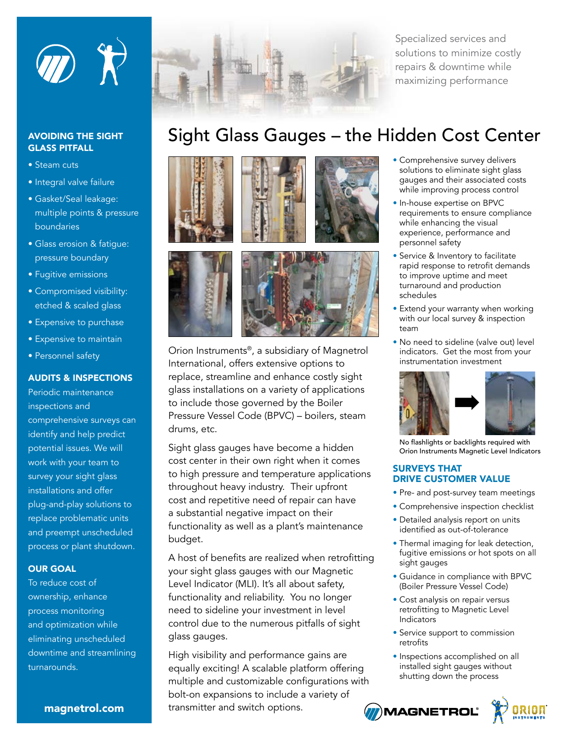Specialized services and solutions to minimize costly repairs & downtime while maximizing performance

# Sight Glass Gauges – the Hidden Cost Center

## AVOIDING THE SIGHT GLASS PITFALL

- Steam cuts
- Integral valve failure
- Gasket/Seal leakage: multiple points & pressure boundaries
- Glass erosion & fatigue: pressure boundary
- Fugitive emissions
- Compromised visibility: etched & scaled glass
- Expensive to purchase
- Expensive to maintain
- Personnel safety

## AUDITS & INSPECTIONS

Periodic maintenance inspections and comprehensive surveys can identify and help predict potential issues. We will work with your team to survey your sight glass installations and offer plug-and-play solutions to replace problematic units and preempt unscheduled process or plant shutdown.

## OUR GOAL

To reduce cost of ownership, enhance process monitoring and optimization while eliminating unscheduled downtime and streamlining turnarounds.

Orion Instruments®, a subsidiary of Magnetrol International, offers extensive options to replace, streamline and enhance costly sight glass installations on a variety of applications to include those governed by the Boiler Pressure Vessel Code (BPVC) – boilers, steam drums, etc.

Sight glass gauges have become a hidden cost center in their own right when it comes to high pressure and temperature applications throughout heavy industry. Their upfront cost and repetitive need of repair can have a substantial negative impact on their functionality as well as a plant's maintenance budget.

A host of benefits are realized when retrofitting your sight glass gauges with our Magnetic Level Indicator (MLI). It's all about safety, functionality and reliability. You no longer need to sideline your investment in level control due to the numerous pitfalls of sight glass gauges.

High visibility and performance gains are equally exciting! A scalable platform offering multiple and customizable configurations with bolt-on expansions to include a variety of transmitter and switch options.

- Comprehensive survey delivers solutions to eliminate sight glass gauges and their associated costs while improving process control
- In-house expertise on BPVC requirements to ensure compliance while enhancing the visual experience, performance and personnel safety
- Service & Inventory to facilitate rapid response to retrofit demands to improve uptime and meet turnaround and production schedules
- Extend your warranty when working with our local survey & inspection team
- No need to sideline (valve out) level indicators. Get the most from your instrumentation investment

No flashlights or backlights required with Orion Instruments Magnetic Level Indicators

## SURVEYS THAT DRIVE CUSTOMER VALUE

- Pre- and post-survey team meetings
- Comprehensive inspection checklist
- Detailed analysis report on units identified as out-of-tolerance
- Thermal imaging for leak detection, fugitive emissions or hot spots on all sight gauges
- Guidance in compliance with BPVC (Boiler Pressure Vessel Code)
- Cost analysis on repair versus retrofitting to Magnetic Level Indicators
- Service support to commission retrofits
- Inspections accomplished on all installed sight gauges without shutting down the process

magnetrol.com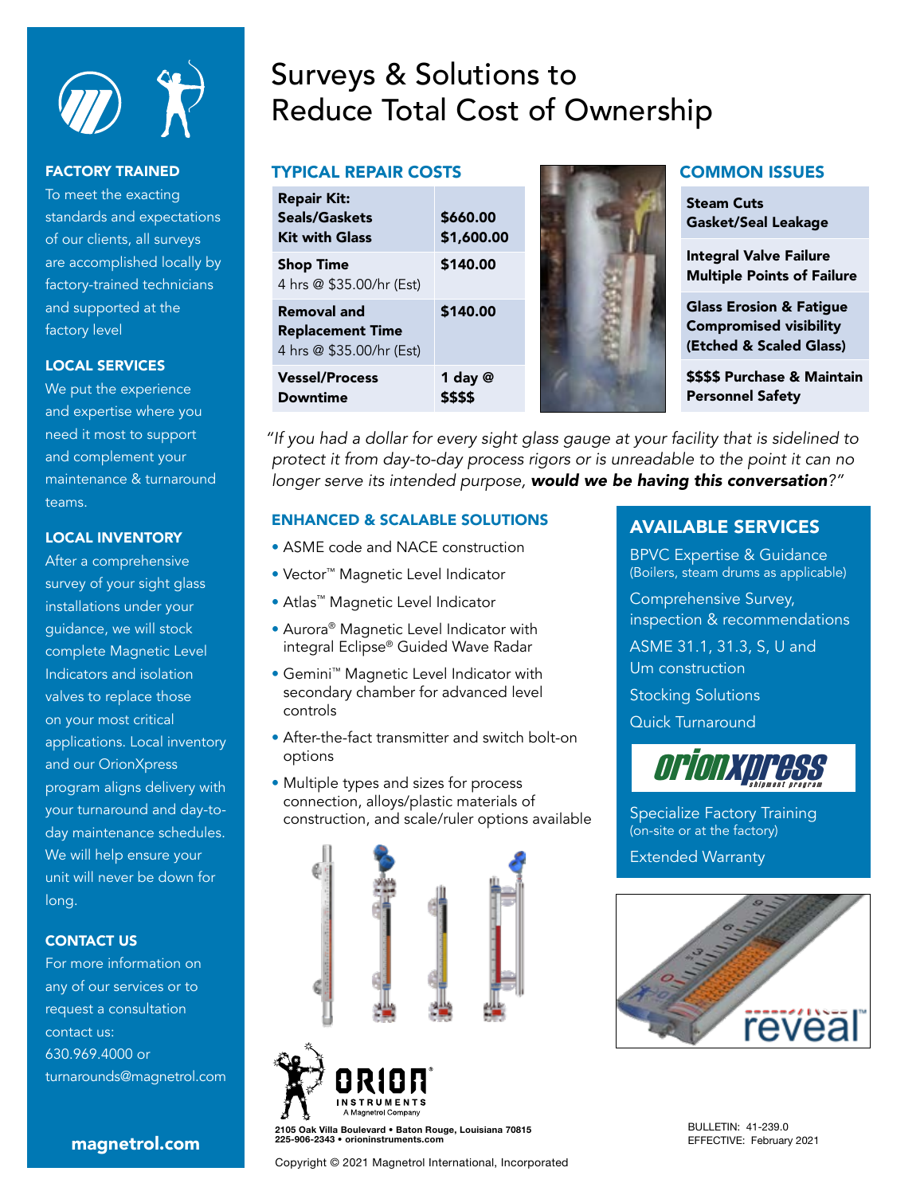# Surveys & Solutions to Reduce Total Cost of Ownership

### FACTORY TRAINED

To meet the exacting standards and expectations of our clients, all surveys are accomplished locally by factory-trained technicians and supported at the factory level

### LOCAL SERVICES

We put the experience and expertise where you need it most to support and complement your maintenance & turnaround teams.

### LOCAL INVENTORY

After a comprehensive survey of your sight glass installations under your guidance, we will stock complete Magnetic Level Indicators and isolation valves to replace those on your most critical applications. Local inventory and our OrionXpress program aligns delivery with your turnaround and day-to-day maintenance schedules. We will help ensure your unit will never be down for long.

### CONTACT US

For more information on any of our services or to request a consultation contact us:
630.969.4000 or
turnarounds@magnetrol.com

**magnetrol.com**

## TYPICAL REPAIR COSTS

| | |
|---|---|
| **Repair Kit:**<br>**Seals/Gaskets**<br>**Kit with Glass** | **$660.00**<br>**$1,600.00** |
| **Shop Time**<br>4 hrs @ $35.00/hr (Est) | **$140.00** |
| **Removal and Replacement Time**<br>4 hrs @ $35.00/hr (Est) | **$140.00** |
| **Vessel/Process Downtime** | **1 day @ $$$$** |

## COMMON ISSUES

- **Steam Cuts**
  **Gasket/Seal Leakage**
- **Integral Valve Failure**
  **Multiple Points of Failure**
- **Glass Erosion & Fatigue**
  **Compromised visibility (Etched & Scaled Glass)**
- **$$$$ Purchase & Maintain**
  **Personnel Safety**

*"If you had a dollar for every sight glass gauge at your facility that is sidelined to protect it from day-to-day process rigors or is unreadable to the point it can no longer serve its intended purpose, **would we be having this conversation**?"*

## ENHANCED & SCALABLE SOLUTIONS

- ASME code and NACE construction
- Vector™ Magnetic Level Indicator
- Atlas™ Magnetic Level Indicator
- Aurora® Magnetic Level Indicator with integral Eclipse® Guided Wave Radar
- Gemini™ Magnetic Level Indicator with secondary chamber for advanced level controls
- After-the-fact transmitter and switch bolt-on options
- Multiple types and sizes for process connection, alloys/plastic materials of construction, and scale/ruler options available

## AVAILABLE SERVICES

BPVC Expertise & Guidance
(Boilers, steam drums as applicable)

Comprehensive Survey, inspection & recommendations

ASME 31.1, 31.3, S, U and Um construction

Stocking Solutions

Quick Turnaround

orionxpress shipment program

Specialize Factory Training
(on-site or at the factory)

Extended Warranty

reveal™

ORION INSTRUMENTS®
A Magnetrol Company

2105 Oak Villa Boulevard • Baton Rouge, Louisiana 70815
225-906-2343 • orioninstruments.com

Copyright © 2021 Magnetrol International, Incorporated

BULLETIN: 41-239.0
EFFECTIVE: February 2021